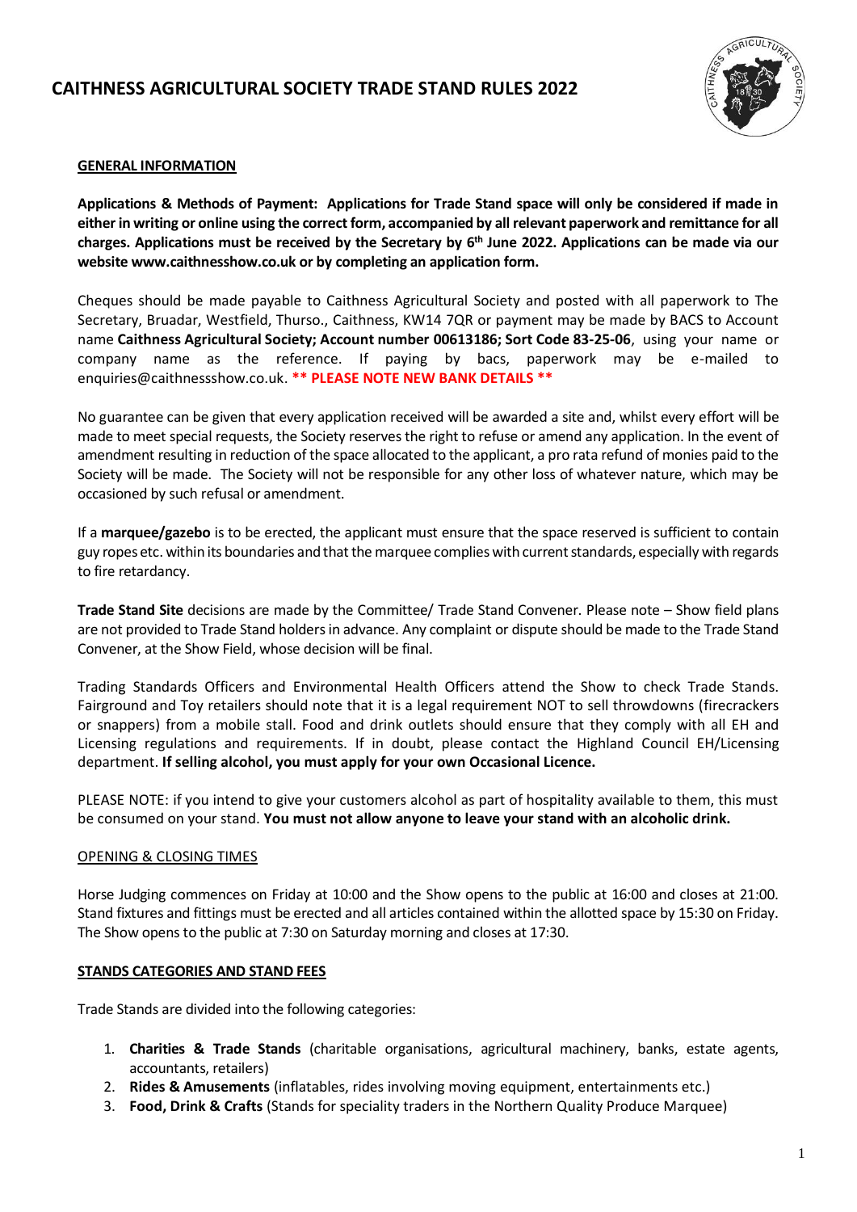# CAITHNESS AGRICULTURAL SOCIETY TRADE STAND RULES 2022

## GENERAL INFORMATION

**Applications & Methods of Payment: Applications for Trade Stand space will only be considered if made in either in writing or online using the correct form, accompanied by all relevant paperwork and remittance for all charges. Applications must be received by the Secretary by 6th June 2022. Applications can be made via our website www.caithnesshow.co.uk or by completing an application form.**

Cheques should be made payable to Caithness Agricultural Society and posted with all paperwork to The Secretary, Bruadar, Westfield, Thurso., Caithness, KW14 7QR or payment may be made by BACS to Account name **Caithness Agricultural Society; Account number 00613186; Sort Code 83-25-06**, using your name or company name as the reference. If paying by bacs, paperwork may be e-mailed to enquiries@caithnessshow.co.uk. **\*\* PLEASE NOTE NEW BANK DETAILS \*\***

No guarantee can be given that every application received will be awarded a site and, whilst every effort will be made to meet special requests, the Society reserves the right to refuse or amend any application. In the event of amendment resulting in reduction of the space allocated to the applicant, a pro rata refund of monies paid to the Society will be made. The Society will not be responsible for any other loss of whatever nature, which may be occasioned by such refusal or amendment.

If a **marquee/gazebo** is to be erected, the applicant must ensure that the space reserved is sufficient to contain guy ropes etc. within its boundaries and that the marquee complies with current standards, especially with regards to fire retardancy.

**Trade Stand Site** decisions are made by the Committee/ Trade Stand Convener. Please note – Show field plans are not provided to Trade Stand holders in advance. Any complaint or dispute should be made to the Trade Stand Convener, at the Show Field, whose decision will be final.

Trading Standards Officers and Environmental Health Officers attend the Show to check Trade Stands. Fairground and Toy retailers should note that it is a legal requirement NOT to sell throwdowns (firecrackers or snappers) from a mobile stall. Food and drink outlets should ensure that they comply with all EH and Licensing regulations and requirements. If in doubt, please contact the Highland Council EH/Licensing department. **If selling alcohol, you must apply for your own Occasional Licence.**

PLEASE NOTE: if you intend to give your customers alcohol as part of hospitality available to them, this must be consumed on your stand. **You must not allow anyone to leave your stand with an alcoholic drink.**

## OPENING & CLOSING TIMES

Horse Judging commences on Friday at 10:00 and the Show opens to the public at 16:00 and closes at 21:00. Stand fixtures and fittings must be erected and all articles contained within the allotted space by 15:30 on Friday. The Show opens to the public at 7:30 on Saturday morning and closes at 17:30.

## STANDS CATEGORIES AND STAND FEES

Trade Stands are divided into the following categories:

1. **Charities & Trade Stands** (charitable organisations, agricultural machinery, banks, estate agents, accountants, retailers)
2. **Rides & Amusements** (inflatables, rides involving moving equipment, entertainments etc.)
3. **Food, Drink & Crafts** (Stands for speciality traders in the Northern Quality Produce Marquee)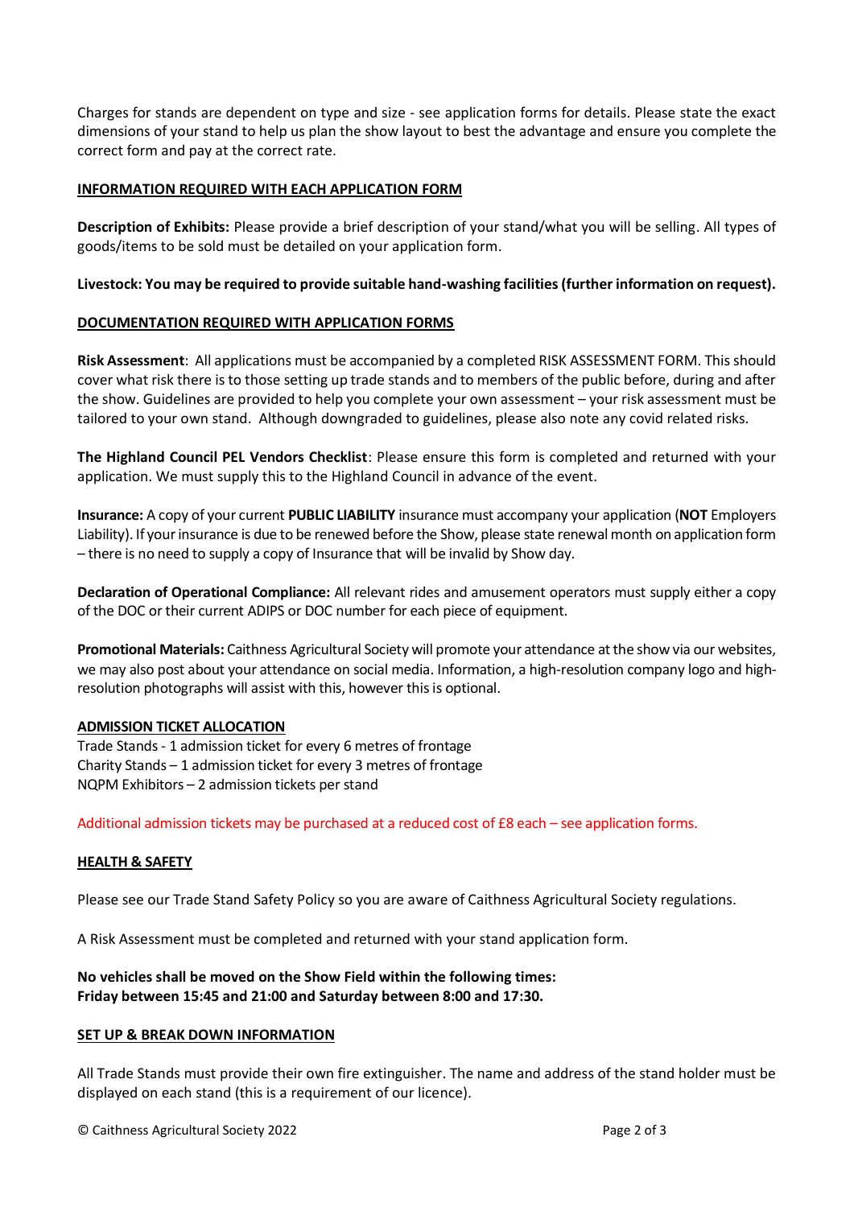Charges for stands are dependent on type and size - see application forms for details. Please state the exact dimensions of your stand to help us plan the show layout to best the advantage and ensure you complete the correct form and pay at the correct rate.

## INFORMATION REQUIRED WITH EACH APPLICATION FORM

**Description of Exhibits:** Please provide a brief description of your stand/what you will be selling. All types of goods/items to be sold must be detailed on your application form.

**Livestock: You may be required to provide suitable hand-washing facilities (further information on request).**

## DOCUMENTATION REQUIRED WITH APPLICATION FORMS

**Risk Assessment**: All applications must be accompanied by a completed RISK ASSESSMENT FORM. This should cover what risk there is to those setting up trade stands and to members of the public before, during and after the show. Guidelines are provided to help you complete your own assessment – your risk assessment must be tailored to your own stand. Although downgraded to guidelines, please also note any covid related risks.

**The Highland Council PEL Vendors Checklist**: Please ensure this form is completed and returned with your application. We must supply this to the Highland Council in advance of the event.

**Insurance:** A copy of your current **PUBLIC LIABILITY** insurance must accompany your application (**NOT** Employers Liability). If your insurance is due to be renewed before the Show, please state renewal month on application form – there is no need to supply a copy of Insurance that will be invalid by Show day.

**Declaration of Operational Compliance:** All relevant rides and amusement operators must supply either a copy of the DOC or their current ADIPS or DOC number for each piece of equipment.

**Promotional Materials:** Caithness Agricultural Society will promote your attendance at the show via our websites, we may also post about your attendance on social media. Information, a high-resolution company logo and high-resolution photographs will assist with this, however this is optional.

## ADMISSION TICKET ALLOCATION

Trade Stands - 1 admission ticket for every 6 metres of frontage
Charity Stands – 1 admission ticket for every 3 metres of frontage
NQPM Exhibitors – 2 admission tickets per stand

Additional admission tickets may be purchased at a reduced cost of £8 each – see application forms.

## HEALTH & SAFETY

Please see our Trade Stand Safety Policy so you are aware of Caithness Agricultural Society regulations.

A Risk Assessment must be completed and returned with your stand application form.

**No vehicles shall be moved on the Show Field within the following times:**
**Friday between 15:45 and 21:00 and Saturday between 8:00 and 17:30.**

## SET UP & BREAK DOWN INFORMATION

All Trade Stands must provide their own fire extinguisher. The name and address of the stand holder must be displayed on each stand (this is a requirement of our licence).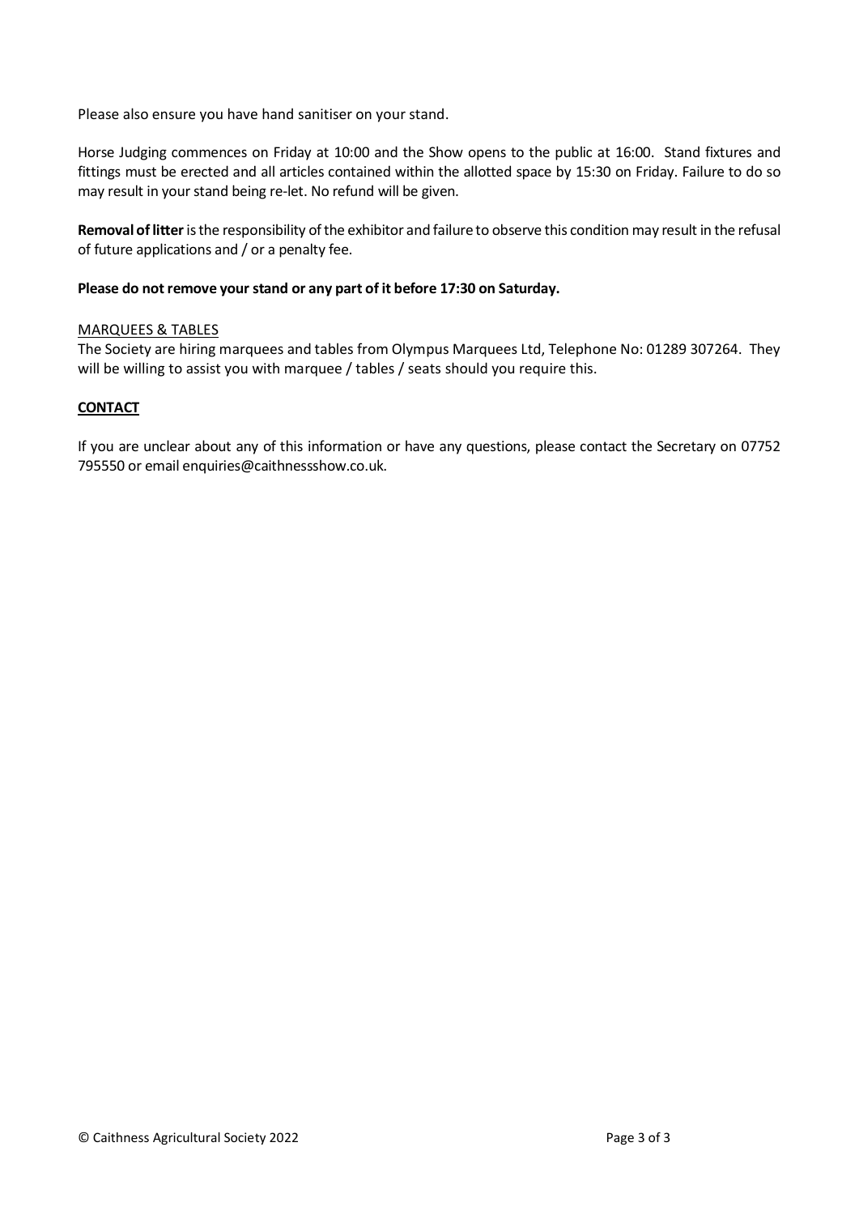Please also ensure you have hand sanitiser on your stand.

Horse Judging commences on Friday at 10:00 and the Show opens to the public at 16:00. Stand fixtures and fittings must be erected and all articles contained within the allotted space by 15:30 on Friday. Failure to do so may result in your stand being re-let. No refund will be given.

**Removal of litter** is the responsibility of the exhibitor and failure to observe this condition may result in the refusal of future applications and / or a penalty fee.

**Please do not remove your stand or any part of it before 17:30 on Saturday.**

MARQUEES & TABLES

The Society are hiring marquees and tables from Olympus Marquees Ltd, Telephone No: 01289 307264. They will be willing to assist you with marquee / tables / seats should you require this.

**CONTACT**

If you are unclear about any of this information or have any questions, please contact the Secretary on 07752 795550 or email enquiries@caithnessshow.co.uk.

© Caithness Agricultural Society 2022